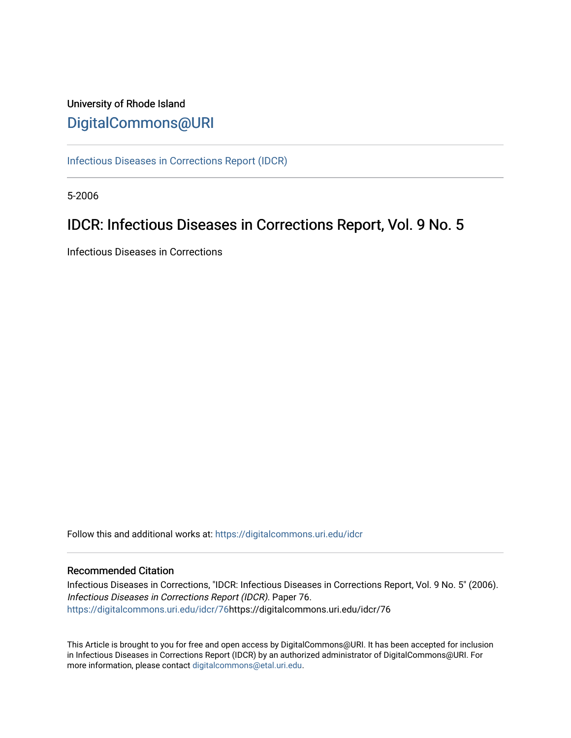University of Rhode Island

# DigitalCommons@URI

Infectious Diseases in Corrections Report (IDCR)

5-2006

## IDCR: Infectious Diseases in Corrections Report, Vol. 9 No. 5

Infectious Diseases in Corrections

Follow this and additional works at: https://digitalcommons.uri.edu/idcr

### Recommended Citation

Infectious Diseases in Corrections, "IDCR: Infectious Diseases in Corrections Report, Vol. 9 No. 5" (2006). *Infectious Diseases in Corrections Report (IDCR)*. Paper 76.
https://digitalcommons.uri.edu/idcr/76https://digitalcommons.uri.edu/idcr/76

This Article is brought to you for free and open access by DigitalCommons@URI. It has been accepted for inclusion in Infectious Diseases in Corrections Report (IDCR) by an authorized administrator of DigitalCommons@URI. For more information, please contact digitalcommons@etal.uri.edu.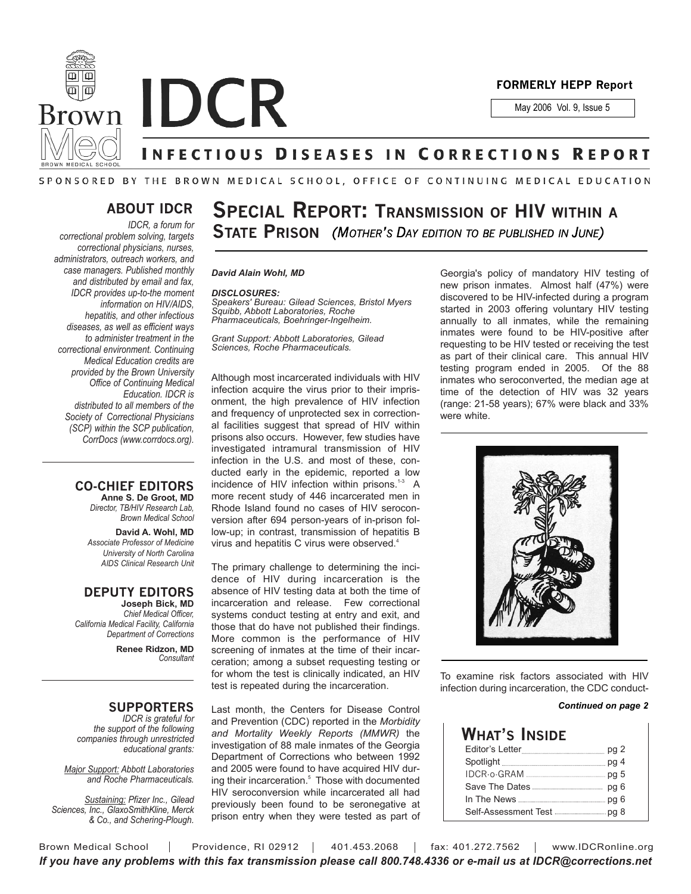# IDCR

**FORMERLY HEPP Report**

May 2006 Vol. 9, Issue 5

## INFECTIOUS DISEASES IN CORRECTIONS REPORT

SPONSORED BY THE BROWN MEDICAL SCHOOL, OFFICE OF CONTINUING MEDICAL EDUCATION

### ABOUT IDCR

*IDCR, a forum for correctional problem solving, targets correctional physicians, nurses, administrators, outreach workers, and case managers. Published monthly and distributed by email and fax, IDCR provides up-to-the moment information on HIV/AIDS, hepatitis, and other infectious diseases, as well as efficient ways to administer treatment in the correctional environment. Continuing Medical Education credits are provided by the Brown University Office of Continuing Medical Education. IDCR is distributed to all members of the Society of Correctional Physicians (SCP) within the SCP publication, CorrDocs (www.corrdocs.org).*

### CO-CHIEF EDITORS

**Anne S. De Groot, MD**
*Director, TB/HIV Research Lab, Brown Medical School*

**David A. Wohl, MD**
*Associate Professor of Medicine University of North Carolina AIDS Clinical Research Unit*

### DEPUTY EDITORS

**Joseph Bick, MD**
*Chief Medical Officer, California Medical Facility, California Department of Corrections*

**Renee Ridzon, MD**
*Consultant*

### SUPPORTERS

*IDCR is grateful for the support of the following companies through unrestricted educational grants:*

*Major Support: Abbott Laboratories and Roche Pharmaceuticals.*

*Sustaining: Pfizer Inc., Gilead Sciences, Inc., GlaxoSmithKline, Merck & Co., and Schering-Plough.*

# SPECIAL REPORT: TRANSMISSION OF HIV WITHIN A STATE PRISON *(MOTHER'S DAY EDITION TO BE PUBLISHED IN JUNE)*

***David Alain Wohl, MD***

***DISCLOSURES:***
*Speakers' Bureau: Gilead Sciences, Bristol Myers Squibb, Abbott Laboratories, Roche Pharmaceuticals, Boehringer-Ingelheim.*

*Grant Support: Abbott Laboratories, Gilead Sciences, Roche Pharmaceuticals.*

Although most incarcerated individuals with HIV infection acquire the virus prior to their imprisonment, the high prevalence of HIV infection and frequency of unprotected sex in correctional facilities suggest that spread of HIV within prisons also occurs. However, few studies have investigated intramural transmission of HIV infection in the U.S. and most of these, conducted early in the epidemic, reported a low incidence of HIV infection within prisons.[1-3] A more recent study of 446 incarcerated men in Rhode Island found no cases of HIV seroconversion after 694 person-years of in-prison follow-up; in contrast, transmission of hepatitis B virus and hepatitis C virus were observed.[4]

The primary challenge to determining the incidence of HIV during incarceration is the absence of HIV testing data at both the time of incarceration and release. Few correctional systems conduct testing at entry and exit, and those that do have not published their findings. More common is the performance of HIV screening of inmates at the time of their incarceration; among a subset requesting testing or for whom the test is clinically indicated, an HIV test is repeated during the incarceration.

Last month, the Centers for Disease Control and Prevention (CDC) reported in the *Morbidity and Mortality Weekly Reports (MMWR)* the investigation of 88 male inmates of the Georgia Department of Corrections who between 1992 and 2005 were found to have acquired HIV during their incarceration.[5] Those with documented HIV seroconversion while incarcerated all had previously been found to be seronegative at prison entry when they were tested as part of Georgia's policy of mandatory HIV testing of new prison inmates. Almost half (47%) were discovered to be HIV-infected during a program started in 2003 offering voluntary HIV testing annually to all inmates, while the remaining inmates were found to be HIV-positive after requesting to be HIV tested or receiving the test as part of their clinical care. This annual HIV testing program ended in 2005. Of the 88 inmates who seroconverted, the median age at time of the detection of HIV was 32 years (range: 21-58 years); 67% were black and 33% were white.

To examine risk factors associated with HIV infection during incarceration, the CDC conduct-

***Continued on page 2***

### WHAT'S INSIDE

| | |
|---|---|
| Editor's Letter | pg 2 |
| Spotlight | pg 4 |
| IDCR-o-GRAM | pg 5 |
| Save The Dates | pg 6 |
| In The News | pg 6 |
| Self-Assessment Test | pg 8 |

Brown Medical School | Providence, RI 02912 | 401.453.2068 | fax: 401.272.7562 | www.IDCRonline.org

***If you have any problems with this fax transmission please call 800.748.4336 or e-mail us at IDCR@corrections.net***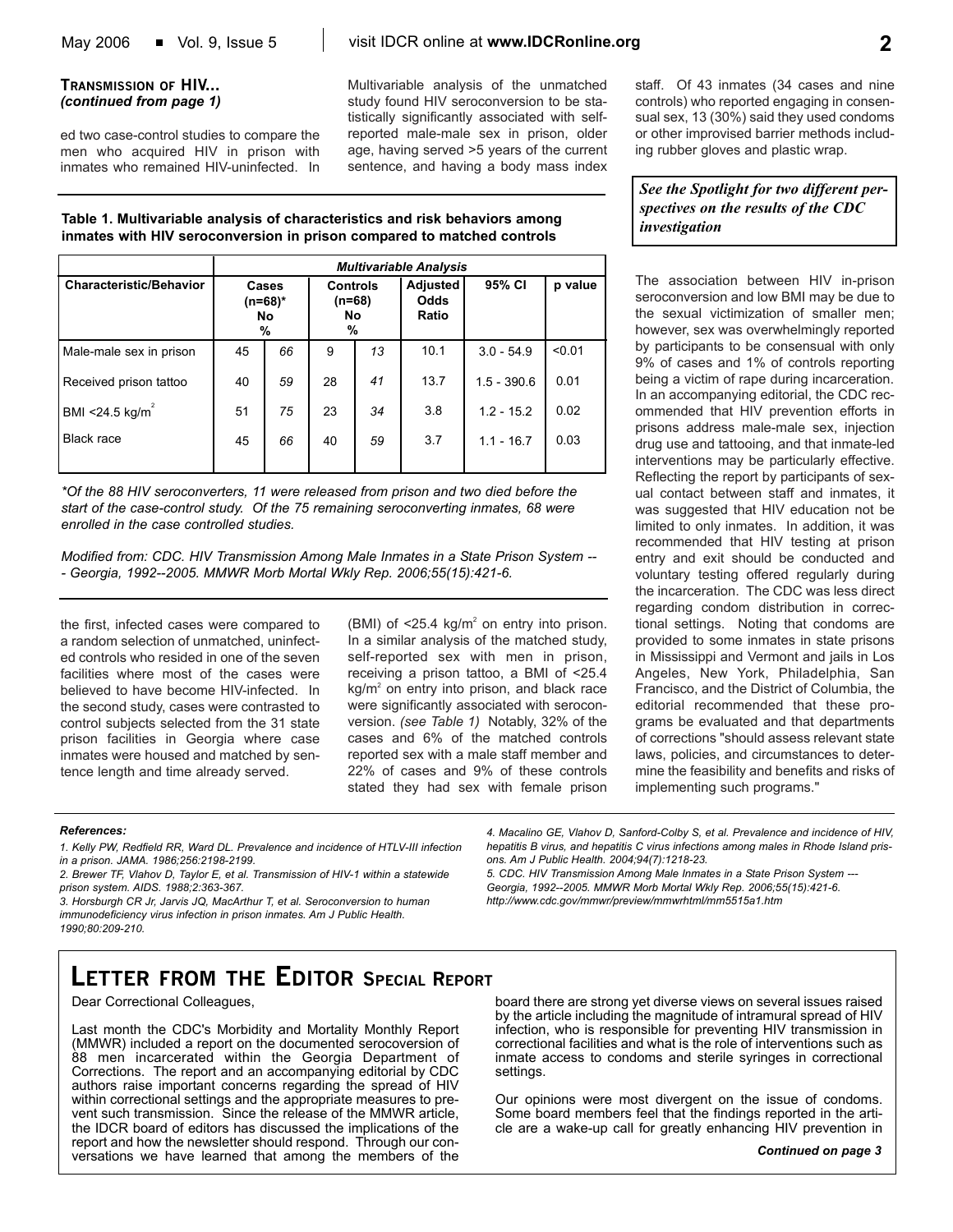### TRANSMISSION OF HIV... *(continued from page 1)*

ed two case-control studies to compare the men who acquired HIV in prison with inmates who remained HIV-uninfected. In the first, infected cases were compared to a random selection of unmatched, uninfected controls who resided in one of the seven facilities where most of the cases were believed to have become HIV-infected. In the second study, cases were contrasted to control subjects selected from the 31 state prison facilities in Georgia where case inmates were housed and matched by sentence length and time already served.

Multivariable analysis of the unmatched study found HIV seroconversion to be statistically significantly associated with self-reported male-male sex in prison, older age, having served >5 years of the current sentence, and having a body mass index (BMI) of <25.4 kg/m$^2$ on entry into prison. In a similar analysis of the matched study, self-reported sex with men in prison, receiving a prison tattoo, a BMI of <25.4 kg/m$^2$ on entry into prison, and black race were significantly associated with seroconversion. *(see Table 1)* Notably, 32% of the cases and 6% of the matched controls reported sex with a male staff member and 22% of cases and 9% of these controls stated they had sex with female prison staff. Of 43 inmates (34 cases and nine controls) who reported engaging in consensual sex, 13 (30%) said they used condoms or other improvised barrier methods including rubber gloves and plastic wrap.

**Table 1. Multivariable analysis of characteristics and risk behaviors among inmates with HIV seroconversion in prison compared to matched controls**

| | *Multivariable Analysis* | | | | | | |
|---|---|---|---|---|---|---|---|
| **Characteristic/Behavior** | **Cases (n=68)\* No** | **%** | **Controls (n=68) No** | **%** | **Adjusted Odds Ratio** | **95% CI** | **p value** |
| Male-male sex in prison | 45 | *66* | 9 | *13* | 10.1 | 3.0 - 54.9 | <0.01 |
| Received prison tattoo | 40 | *59* | 28 | *41* | 13.7 | 1.5 - 390.6 | 0.01 |
| BMI <24.5 kg/m$^2$ | 51 | *75* | 23 | *34* | 3.8 | 1.2 - 15.2 | 0.02 |
| Black race | 45 | *66* | 40 | *59* | 3.7 | 1.1 - 16.7 | 0.03 |

*\*Of the 88 HIV seroconverters, 11 were released from prison and two died before the start of the case-control study. Of the 75 remaining seroconverting inmates, 68 were enrolled in the case controlled studies.*

*Modified from: CDC. HIV Transmission Among Male Inmates in a State Prison System ---- Georgia, 1992--2005. MMWR Morb Mortal Wkly Rep. 2006;55(15):421-6.*

***See the Spotlight for two different perspectives on the results of the CDC investigation***

The association between HIV in-prison seroconversion and low BMI may be due to the sexual victimization of smaller men; however, sex was overwhelmingly reported by participants to be consensual with only 9% of cases and 1% of controls reporting being a victim of rape during incarceration. In an accompanying editorial, the CDC recommended that HIV prevention efforts in prisons address male-male sex, injection drug use and tattooing, and that inmate-led interventions may be particularly effective. Reflecting the report by participants of sexual contact between staff and inmates, it was suggested that HIV education not be limited to only inmates. In addition, it was recommended that HIV testing at prison entry and exit should be conducted and voluntary testing offered regularly during the incarceration. The CDC was less direct regarding condom distribution in correctional settings. Noting that condoms are provided to some inmates in state prisons in Mississippi and Vermont and jails in Los Angeles, New York, Philadelphia, San Francisco, and the District of Columbia, the editorial recommended that these programs be evaluated and that departments of corrections "should assess relevant state laws, policies, and circumstances to determine the feasibility and benefits and risks of implementing such programs."

***References:***

*1. Kelly PW, Redfield RR, Ward DL. Prevalence and incidence of HTLV-III infection in a prison. JAMA. 1986;256:2198-2199.*

*2. Brewer TF, Vlahov D, Taylor E, et al. Transmission of HIV-1 within a statewide prison system. AIDS. 1988;2:363-367.*

*3. Horsburgh CR Jr, Jarvis JQ, MacArthur T, et al. Seroconversion to human immunodeficiency virus infection in prison inmates. Am J Public Health. 1990;80:209-210.*

*4. Macalino GE, Vlahov D, Sanford-Colby S, et al. Prevalence and incidence of HIV, hepatitis B virus, and hepatitis C virus infections among males in Rhode Island prisons. Am J Public Health. 2004;94(7):1218-23.*

*5. CDC. HIV Transmission Among Male Inmates in a State Prison System --- Georgia, 1992--2005. MMWR Morb Mortal Wkly Rep. 2006;55(15):421-6. http://www.cdc.gov/mmwr/preview/mmwrhtml/mm5515a1.htm*

## LETTER FROM THE EDITOR SPECIAL REPORT

Dear Correctional Colleagues,

Last month the CDC's Morbidity and Mortality Monthly Report (MMWR) included a report on the documented serocoversion of 88 men incarcerated within the Georgia Department of Corrections. The report and an accompanying editorial by CDC authors raise important concerns regarding the spread of HIV within correctional settings and the appropriate measures to prevent such transmission. Since the release of the MMWR article, the IDCR board of editors has discussed the implications of the report and how the newsletter should respond. Through our conversations we have learned that among the members of the board there are strong yet diverse views on several issues raised by the article including the magnitude of intramural spread of HIV infection, who is responsible for preventing HIV transmission in correctional facilities and what is the role of interventions such as inmate access to condoms and sterile syringes in correctional settings.

Our opinions were most divergent on the issue of condoms. Some board members feel that the findings reported in the article are a wake-up call for greatly enhancing HIV prevention in

***Continued on page 3***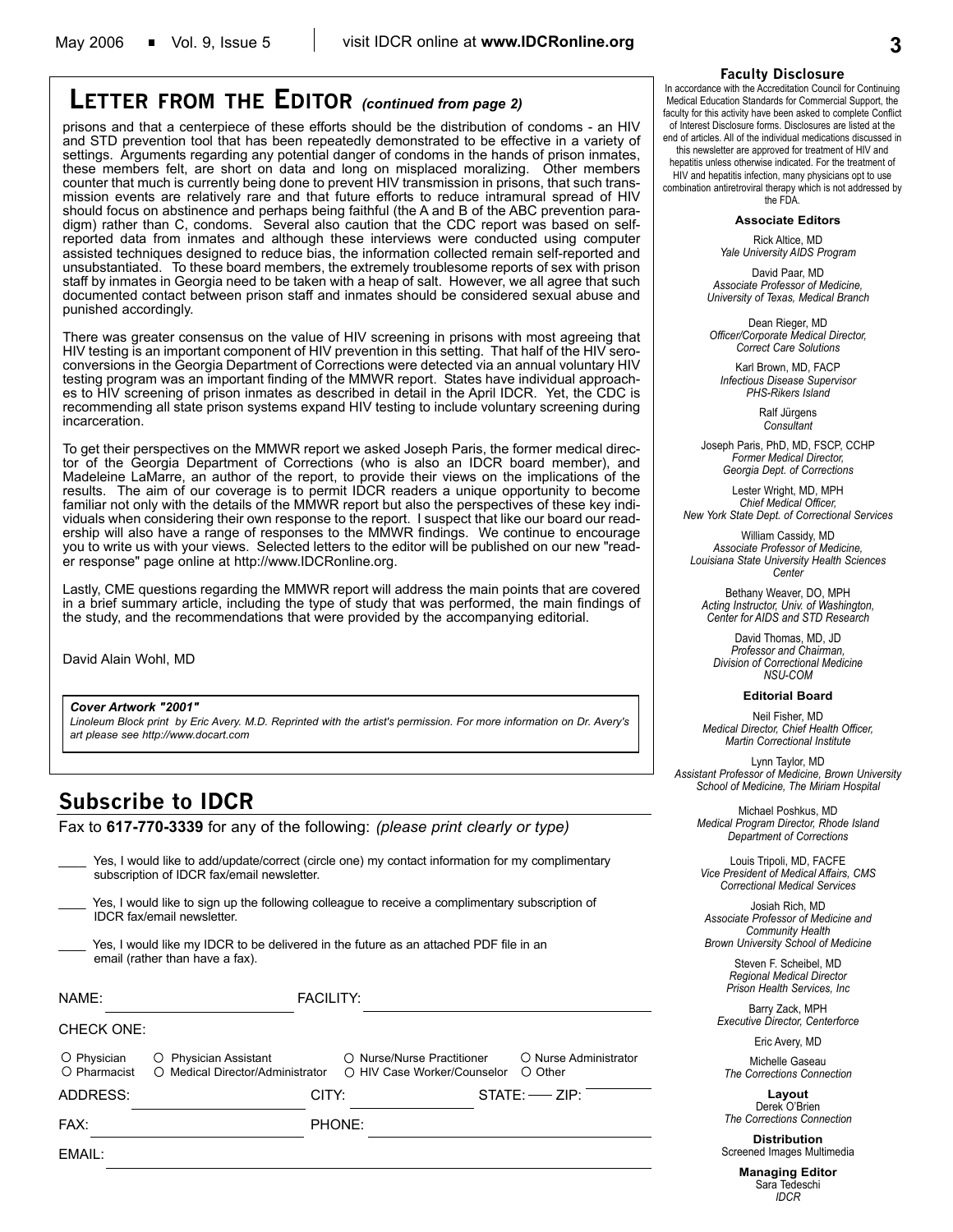## Letter from the Editor *(continued from page 2)*

prisons and that a centerpiece of these efforts should be the distribution of condoms - an HIV and STD prevention tool that has been repeatedly demonstrated to be effective in a variety of settings. Arguments regarding any potential danger of condoms in the hands of prison inmates, these members felt, are short on data and long on misplaced moralizing. Other members counter that much is currently being done to prevent HIV transmission in prisons, that such transmission events are relatively rare and that future efforts to reduce intramural spread of HIV should focus on abstinence and perhaps being faithful (the A and B of the ABC prevention paradigm) rather than C, condoms. Several also caution that the CDC report was based on self-reported data from inmates and although these interviews were conducted using computer assisted techniques designed to reduce bias, the information collected remain self-reported and unsubstantiated. To these board members, the extremely troublesome reports of sex with prison staff by inmates in Georgia need to be taken with a heap of salt. However, we all agree that such documented contact between prison staff and inmates should be considered sexual abuse and punished accordingly.

There was greater consensus on the value of HIV screening in prisons with most agreeing that HIV testing is an important component of HIV prevention in this setting. That half of the HIV seroconversions in the Georgia Department of Corrections were detected via an annual voluntary HIV testing program was an important finding of the MMWR report. States have individual approaches to HIV screening of prison inmates as described in detail in the April IDCR. Yet, the CDC is recommending all state prison systems expand HIV testing to include voluntary screening during incarceration.

To get their perspectives on the MMWR report we asked Joseph Paris, the former medical director of the Georgia Department of Corrections (who is also an IDCR board member), and Madeleine LaMarre, an author of the report, to provide their views on the implications of the results. The aim of our coverage is to permit IDCR readers a unique opportunity to become familiar not only with the details of the MMWR report but also the perspectives of these key individuals when considering their own response to the report. I suspect that like our board our readership will also have a range of responses to the MMWR findings. We continue to encourage you to write us with your views. Selected letters to the editor will be published on our new "reader response" page online at http://www.IDCRonline.org.

Lastly, CME questions regarding the MMWR report will address the main points that are covered in a brief summary article, including the type of study that was performed, the main findings of the study, and the recommendations that were provided by the accompanying editorial.

David Alain Wohl, MD

***Cover Artwork "2001"***

*Linoleum Block print by Eric Avery. M.D. Reprinted with the artist's permission. For more information on Dr. Avery's art please see http://www.docart.com*

## Subscribe to IDCR

Fax to **617-770-3339** for any of the following: *(please print clearly or type)*

\_\_\_\_ Yes, I would like to add/update/correct (circle one) my contact information for my complimentary subscription of IDCR fax/email newsletter.

\_\_\_\_ Yes, I would like to sign up the following colleague to receive a complimentary subscription of IDCR fax/email newsletter.

\_\_\_\_ Yes, I would like my IDCR to be delivered in the future as an attached PDF file in an email (rather than have a fax).

NAME: \_\_\_\_\_\_\_\_\_\_\_\_ FACILITY: \_\_\_\_\_\_\_\_\_\_\_\_

CHECK ONE:

○ Physician ○ Physician Assistant ○ Nurse/Nurse Practitioner ○ Nurse Administrator
○ Pharmacist ○ Medical Director/Administrator ○ HIV Case Worker/Counselor ○ Other

ADDRESS: \_\_\_\_\_\_\_\_\_\_\_\_ CITY: \_\_\_\_\_\_\_\_\_\_\_\_ STATE: \_\_\_\_ ZIP: \_\_\_\_\_\_

FAX: \_\_\_\_\_\_\_\_\_\_\_\_ PHONE: \_\_\_\_\_\_\_\_\_\_\_\_

EMAIL: \_\_\_\_\_\_\_\_\_\_\_\_

### Faculty Disclosure

In accordance with the Accreditation Council for Continuing Medical Education Standards for Commercial Support, the faculty for this activity have been asked to complete Conflict of Interest Disclosure forms. Disclosures are listed at the end of articles. All of the individual medications discussed in this newsletter are approved for treatment of HIV and hepatitis unless otherwise indicated. For the treatment of HIV and hepatitis infection, many physicians opt to use combination antiretroviral therapy which is not addressed by the FDA.

**Associate Editors**

Rick Altice, MD
*Yale University AIDS Program*

David Paar, MD
*Associate Professor of Medicine, University of Texas, Medical Branch*

Dean Rieger, MD
*Officer/Corporate Medical Director, Correct Care Solutions*

Karl Brown, MD, FACP
*Infectious Disease Supervisor PHS-Rikers Island*

Ralf Jürgens
*Consultant*

Joseph Paris, PhD, MD, FSCP, CCHP
*Former Medical Director, Georgia Dept. of Corrections*

Lester Wright, MD, MPH
*Chief Medical Officer, New York State Dept. of Correctional Services*

William Cassidy, MD
*Associate Professor of Medicine, Louisiana State University Health Sciences Center*

Bethany Weaver, DO, MPH
*Acting Instructor, Univ. of Washington, Center for AIDS and STD Research*

David Thomas, MD, JD
*Professor and Chairman, Division of Correctional Medicine NSU-COM*

**Editorial Board**

Neil Fisher, MD
*Medical Director, Chief Health Officer, Martin Correctional Institute*

Lynn Taylor, MD
*Assistant Professor of Medicine, Brown University School of Medicine, The Miriam Hospital*

Michael Poshkus, MD
*Medical Program Director, Rhode Island Department of Corrections*

Louis Tripoli, MD, FACFE
*Vice President of Medical Affairs, CMS Correctional Medical Services*

Josiah Rich, MD
*Associate Professor of Medicine and Community Health Brown University School of Medicine*

Steven F. Scheibel, MD
*Regional Medical Director Prison Health Services, Inc*

Barry Zack, MPH
*Executive Director, Centerforce*

Eric Avery, MD

Michelle Gaseau
*The Corrections Connection*

**Layout**
Derek O'Brien
*The Corrections Connection*

**Distribution**
Screened Images Multimedia

**Managing Editor**
Sara Tedeschi
*IDCR*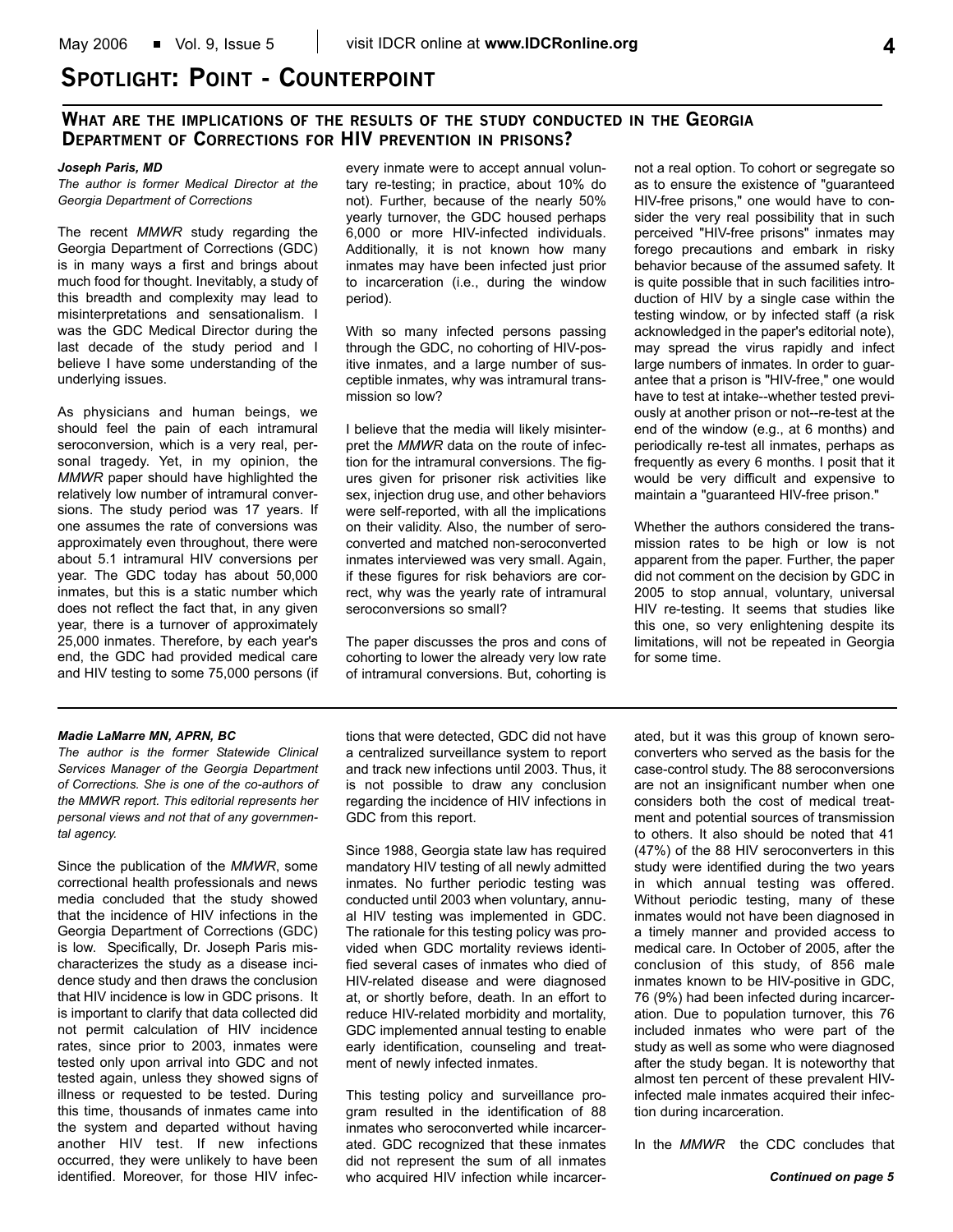## Spotlight: Point - Counterpoint

### What are the implications of the results of the study conducted in the Georgia Department of Corrections for HIV prevention in prisons?

***Joseph Paris, MD***

*The author is former Medical Director at the Georgia Department of Corrections*

The recent *MMWR* study regarding the Georgia Department of Corrections (GDC) is in many ways a first and brings about much food for thought. Inevitably, a study of this breadth and complexity may lead to misinterpretations and sensationalism. I was the GDC Medical Director during the last decade of the study period and I believe I have some understanding of the underlying issues.

As physicians and human beings, we should feel the pain of each intramural seroconversion, which is a very real, personal tragedy. Yet, in my opinion, the *MMWR* paper should have highlighted the relatively low number of intramural conversions. The study period was 17 years. If one assumes the rate of conversions was approximately even throughout, there were about 5.1 intramural HIV conversions per year. The GDC today has about 50,000 inmates, but this is a static number which does not reflect the fact that, in any given year, there is a turnover of approximately 25,000 inmates. Therefore, by each year's end, the GDC had provided medical care and HIV testing to some 75,000 persons (if every inmate were to accept annual voluntary re-testing; in practice, about 10% do not). Further, because of the nearly 50% yearly turnover, the GDC housed perhaps 6,000 or more HIV-infected individuals. Additionally, it is not known how many inmates may have been infected just prior to incarceration (i.e., during the window period).

With so many infected persons passing through the GDC, no cohorting of HIV-positive inmates, and a large number of susceptible inmates, why was intramural transmission so low?

I believe that the media will likely misinterpret the *MMWR* data on the route of infection for the intramural conversions. The figures given for prisoner risk activities like sex, injection drug use, and other behaviors were self-reported, with all the implications on their validity. Also, the number of seroconverted and matched non-seroconverted inmates interviewed was very small. Again, if these figures for risk behaviors are correct, why was the yearly rate of intramural seroconversions so small?

The paper discusses the pros and cons of cohorting to lower the already very low rate of intramural conversions. But, cohorting is not a real option. To cohort or segregate so as to ensure the existence of "guaranteed HIV-free prisons," one would have to consider the very real possibility that in such perceived "HIV-free prisons" inmates may forego precautions and embark in risky behavior because of the assumed safety. It is quite possible that in such facilities introduction of HIV by a single case within the testing window, or by infected staff (a risk acknowledged in the paper's editorial note), may spread the virus rapidly and infect large numbers of inmates. In order to guarantee that a prison is "HIV-free," one would have to test at intake--whether tested previously at another prison or not--re-test at the end of the window (e.g., at 6 months) and periodically re-test all inmates, perhaps as frequently as every 6 months. I posit that it would be very difficult and expensive to maintain a "guaranteed HIV-free prison."

Whether the authors considered the transmission rates to be high or low is not apparent from the paper. Further, the paper did not comment on the decision by GDC in 2005 to stop annual, voluntary, universal HIV re-testing. It seems that studies like this one, so very enlightening despite its limitations, will not be repeated in Georgia for some time.

---

***Madie LaMarre MN, APRN, BC***

*The author is the former Statewide Clinical Services Manager of the Georgia Department of Corrections. She is one of the co-authors of the MMWR report. This editorial represents her personal views and not that of any governmental agency.*

Since the publication of the *MMWR*, some correctional health professionals and news media concluded that the study showed that the incidence of HIV infections in the Georgia Department of Corrections (GDC) is low. Specifically, Dr. Joseph Paris mischaracterizes the study as a disease incidence study and then draws the conclusion that HIV incidence is low in GDC prisons. It is important to clarify that data collected did not permit calculation of HIV incidence rates, since prior to 2003, inmates were tested only upon arrival into GDC and not tested again, unless they showed signs of illness or requested to be tested. During this time, thousands of inmates came into the system and departed without having another HIV test. If new infections occurred, they were unlikely to have been identified. Moreover, for those HIV infections that were detected, GDC did not have a centralized surveillance system to report and track new infections until 2003. Thus, it is not possible to draw any conclusion regarding the incidence of HIV infections in GDC from this report.

Since 1988, Georgia state law has required mandatory HIV testing of all newly admitted inmates. No further periodic testing was conducted until 2003 when voluntary, annual HIV testing was implemented in GDC. The rationale for this testing policy was provided when GDC mortality reviews identified several cases of inmates who died of HIV-related disease and were diagnosed at, or shortly before, death. In an effort to reduce HIV-related morbidity and mortality, GDC implemented annual testing to enable early identification, counseling and treatment of newly infected inmates.

This testing policy and surveillance program resulted in the identification of 88 inmates who seroconverted while incarcerated. GDC recognized that these inmates did not represent the sum of all inmates who acquired HIV infection while incarcerated, but it was this group of known seroconverters who served as the basis for the case-control study. The 88 seroconversions are not an insignificant number when one considers both the cost of medical treatment and potential sources of transmission to others. It also should be noted that 41 (47%) of the 88 HIV seroconverters in this study were identified during the two years in which annual testing was offered. Without periodic testing, many of these inmates would not have been diagnosed in a timely manner and provided access to medical care. In October of 2005, after the conclusion of this study, of 856 male inmates known to be HIV-positive in GDC, 76 (9%) had been infected during incarceration. Due to population turnover, this 76 included inmates who were part of the study as well as some who were diagnosed after the study began. It is noteworthy that almost ten percent of these prevalent HIV-infected male inmates acquired their infection during incarceration.

In the *MMWR* the CDC concludes that

***Continued on page 5***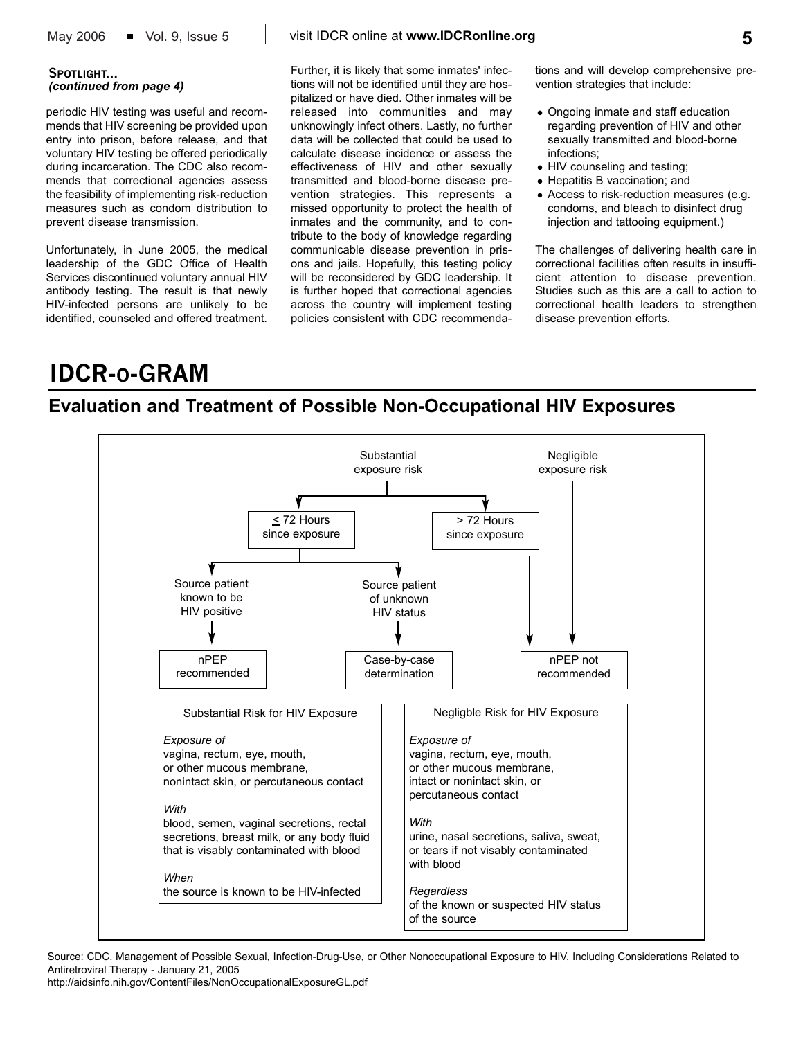**SPOTLIGHT...**
***(continued from page 4)***

periodic HIV testing was useful and recommends that HIV screening be provided upon entry into prison, before release, and that voluntary HIV testing be offered periodically during incarceration. The CDC also recommends that correctional agencies assess the feasibility of implementing risk-reduction measures such as condom distribution to prevent disease transmission.

Unfortunately, in June 2005, the medical leadership of the GDC Office of Health Services discontinued voluntary annual HIV antibody testing. The result is that newly HIV-infected persons are unlikely to be identified, counseled and offered treatment. Further, it is likely that some inmates' infections will not be identified until they are hospitalized or have died. Other inmates will be released into communities and may unknowingly infect others. Lastly, no further data will be collected that could be used to calculate disease incidence or assess the effectiveness of HIV and other sexually transmitted and blood-borne disease prevention strategies. This represents a missed opportunity to protect the health of inmates and the community, and to contribute to the body of knowledge regarding communicable disease prevention in prisons and jails. Hopefully, this testing policy will be reconsidered by GDC leadership. It is further hoped that correctional agencies across the country will implement testing policies consistent with CDC recommendations and will develop comprehensive prevention strategies that include:

- Ongoing inmate and staff education regarding prevention of HIV and other sexually transmitted and blood-borne infections;
- HIV counseling and testing;
- Hepatitis B vaccination; and
- Access to risk-reduction measures (e.g. condoms, and bleach to disinfect drug injection and tattooing equipment.)

The challenges of delivering health care in correctional facilities often results in insufficient attention to disease prevention. Studies such as this are a call to action to correctional health leaders to strengthen disease prevention efforts.

# IDCR-O-GRAM

## Evaluation and Treatment of Possible Non-Occupational HIV Exposures

- **Substantial exposure risk**
  - **≤ 72 Hours since exposure**
    - Source patient known to be HIV positive → **nPEP recommended**
    - Source patient of unknown HIV status → **Case-by-case determination**
  - **> 72 Hours since exposure** → **nPEP not recommended**
- **Negligible exposure risk** → **nPEP not recommended**

| Substantial Risk for HIV Exposure | Negligble Risk for HIV Exposure |
|---|---|
| *Exposure of* vagina, rectum, eye, mouth, or other mucous membrane, nonintact skin, or percutaneous contact | *Exposure of* vagina, rectum, eye, mouth, or other mucous membrane, intact or nonintact skin, or percutaneous contact |
| *With* blood, semen, vaginal secretions, rectal secretions, breast milk, or any body fluid that is visably contaminated with blood | *With* urine, nasal secretions, saliva, sweat, or tears if not visably contaminated with blood |
| *When* the source is known to be HIV-infected | *Regardless* of the known or suspected HIV status of the source |

Source: CDC. Management of Possible Sexual, Infection-Drug-Use, or Other Nonoccupational Exposure to HIV, Including Considerations Related to Antiretroviral Therapy - January 21, 2005
http://aidsinfo.nih.gov/ContentFiles/NonOccupationalExposureGL.pdf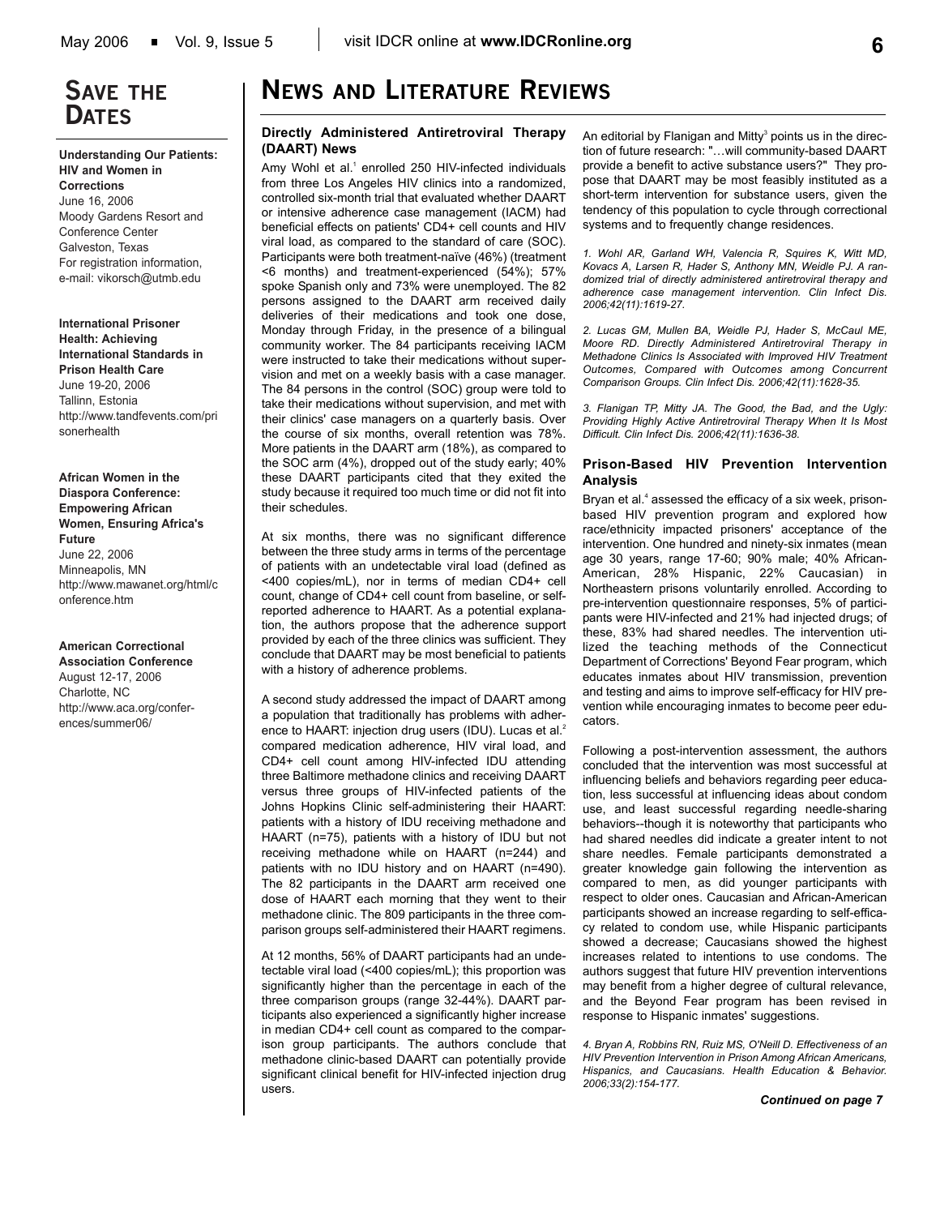## Save the Dates

**Understanding Our Patients: HIV and Women in Corrections**
June 16, 2006
Moody Gardens Resort and Conference Center
Galveston, Texas
For registration information, e-mail: vikorsch@utmb.edu

**International Prisoner Health: Achieving International Standards in Prison Health Care**
June 19-20, 2006
Tallinn, Estonia
http://www.tandfevents.com/prisonerhealth

**African Women in the Diaspora Conference: Empowering African Women, Ensuring Africa's Future**
June 22, 2006
Minneapolis, MN
http://www.mawanet.org/html/conference.htm

**American Correctional Association Conference**
August 12-17, 2006
Charlotte, NC
http://www.aca.org/conferences/summer06/

# News and Literature Reviews

### Directly Administered Antiretroviral Therapy (DAART) News

Amy Wohl et al.[1] enrolled 250 HIV-infected individuals from three Los Angeles HIV clinics into a randomized, controlled six-month trial that evaluated whether DAART or intensive adherence case management (IACM) had beneficial effects on patients' CD4+ cell counts and HIV viral load, as compared to the standard of care (SOC). Participants were both treatment-naïve (46%) (treatment <6 months) and treatment-experienced (54%); 57% spoke Spanish only and 73% were unemployed. The 82 persons assigned to the DAART arm received daily deliveries of their medications and took one dose, Monday through Friday, in the presence of a bilingual community worker. The 84 participants receiving IACM were instructed to take their medications without supervision and met on a weekly basis with a case manager. The 84 persons in the control (SOC) group were told to take their medications without supervision, and met with their clinics' case managers on a quarterly basis. Over the course of six months, overall retention was 78%. More patients in the DAART arm (18%), as compared to the SOC arm (4%), dropped out of the study early; 40% these DAART participants cited that they exited the study because it required too much time or did not fit into their schedules.

At six months, there was no significant difference between the three study arms in terms of the percentage of patients with an undetectable viral load (defined as <400 copies/mL), nor in terms of median CD4+ cell count, change of CD4+ cell count from baseline, or self-reported adherence to HAART. As a potential explanation, the authors propose that the adherence support provided by each of the three clinics was sufficient. They conclude that DAART may be most beneficial to patients with a history of adherence problems.

A second study addressed the impact of DAART among a population that traditionally has problems with adherence to HAART: injection drug users (IDU). Lucas et al.[2] compared medication adherence, HIV viral load, and CD4+ cell count among HIV-infected IDU attending three Baltimore methadone clinics and receiving DAART versus three groups of HIV-infected patients of the Johns Hopkins Clinic self-administering their HAART: patients with a history of IDU receiving methadone and HAART (n=75), patients with a history of IDU but not receiving methadone while on HAART (n=244) and patients with no IDU history and on HAART (n=490). The 82 participants in the DAART arm received one dose of HAART each morning that they went to their methadone clinic. The 809 participants in the three comparison groups self-administered their HAART regimens.

At 12 months, 56% of DAART participants had an undetectable viral load (<400 copies/mL); this proportion was significantly higher than the percentage in each of the three comparison groups (range 32-44%). DAART participants also experienced a significantly higher increase in median CD4+ cell count as compared to the comparison group participants. The authors conclude that methadone clinic-based DAART can potentially provide significant clinical benefit for HIV-infected injection drug users.

An editorial by Flanigan and Mitty[3] points us in the direction of future research: "…will community-based DAART provide a benefit to active substance users?" They propose that DAART may be most feasibly instituted as a short-term intervention for substance users, given the tendency of this population to cycle through correctional systems and to frequently change residences.

*1. Wohl AR, Garland WH, Valencia R, Squires K, Witt MD, Kovacs A, Larsen R, Hader S, Anthony MN, Weidle PJ. A randomized trial of directly administered antiretroviral therapy and adherence case management intervention. Clin Infect Dis. 2006;42(11):1619-27.*

*2. Lucas GM, Mullen BA, Weidle PJ, Hader S, McCaul ME, Moore RD. Directly Administered Antiretroviral Therapy in Methadone Clinics Is Associated with Improved HIV Treatment Outcomes, Compared with Outcomes among Concurrent Comparison Groups. Clin Infect Dis. 2006;42(11):1628-35.*

*3. Flanigan TP, Mitty JA. The Good, the Bad, and the Ugly: Providing Highly Active Antiretroviral Therapy When It Is Most Difficult. Clin Infect Dis. 2006;42(11):1636-38.*

### Prison-Based HIV Prevention Intervention Analysis

Bryan et al.[4] assessed the efficacy of a six week, prison-based HIV prevention program and explored how race/ethnicity impacted prisoners' acceptance of the intervention. One hundred and ninety-six inmates (mean age 30 years, range 17-60; 90% male; 40% African-American, 28% Hispanic, 22% Caucasian) in Northeastern prisons voluntarily enrolled. According to pre-intervention questionnaire responses, 5% of participants were HIV-infected and 21% had injected drugs; of these, 83% had shared needles. The intervention utilized the teaching methods of the Connecticut Department of Corrections' Beyond Fear program, which educates inmates about HIV transmission, prevention and testing and aims to improve self-efficacy for HIV prevention while encouraging inmates to become peer educators.

Following a post-intervention assessment, the authors concluded that the intervention was most successful at influencing beliefs and behaviors regarding peer education, less successful at influencing ideas about condom use, and least successful regarding needle-sharing behaviors--though it is noteworthy that participants who had shared needles did indicate a greater intent to not share needles. Female participants demonstrated a greater knowledge gain following the intervention as compared to men, as did younger participants with respect to older ones. Caucasian and African-American participants showed an increase regarding to self-efficacy related to condom use, while Hispanic participants showed a decrease; Caucasians showed the highest increases related to intentions to use condoms. The authors suggest that future HIV prevention interventions may benefit from a higher degree of cultural relevance, and the Beyond Fear program has been revised in response to Hispanic inmates' suggestions.

*4. Bryan A, Robbins RN, Ruiz MS, O'Neill D. Effectiveness of an HIV Prevention Intervention in Prison Among African Americans, Hispanics, and Caucasians. Health Education & Behavior. 2006;33(2):154-177.*

***Continued on page 7***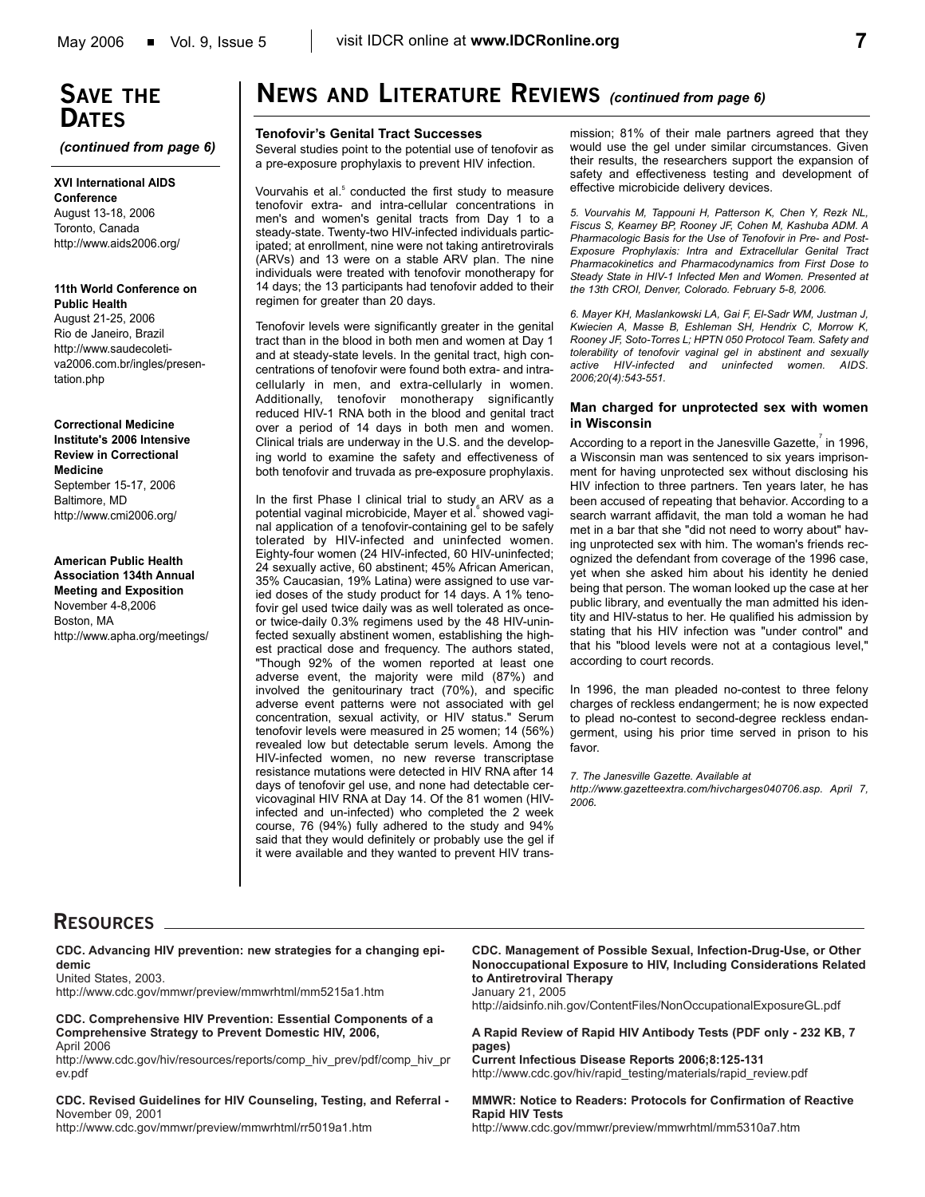## Save the Dates

*(continued from page 6)*

**XVI International AIDS Conference**
August 13-18, 2006
Toronto, Canada
http://www.aids2006.org/

**11th World Conference on Public Health**
August 21-25, 2006
Rio de Janeiro, Brazil
http://www.saudecoletiva2006.com.br/ingles/presentation.php

**Correctional Medicine Institute's 2006 Intensive Review in Correctional Medicine**
September 15-17, 2006
Baltimore, MD
http://www.cmi2006.org/

**American Public Health Association 134th Annual Meeting and Exposition**
November 4-8,2006
Boston, MA
http://www.apha.org/meetings/

## News and Literature Reviews *(continued from page 6)*

### Tenofovir's Genital Tract Successes

Several studies point to the potential use of tenofovir as a pre-exposure prophylaxis to prevent HIV infection.

Vourvahis et al.[5] conducted the first study to measure tenofovir extra- and intra-cellular concentrations in men's and women's genital tracts from Day 1 to a steady-state. Twenty-two HIV-infected individuals participated; at enrollment, nine were not taking antiretrovirals (ARVs) and 13 were on a stable ARV plan. The nine individuals were treated with tenofovir monotherapy for 14 days; the 13 participants had tenofovir added to their regimen for greater than 20 days.

Tenofovir levels were significantly greater in the genital tract than in the blood in both men and women at Day 1 and at steady-state levels. In the genital tract, high concentrations of tenofovir were found both extra- and intracellularly in men, and extra-cellularly in women. Additionally, tenofovir monotherapy significantly reduced HIV-1 RNA both in the blood and genital tract over a period of 14 days in both men and women. Clinical trials are underway in the U.S. and the developing world to examine the safety and effectiveness of both tenofovir and truvada as pre-exposure prophylaxis.

In the first Phase I clinical trial to study an ARV as a potential vaginal microbicide, Mayer et al.[6] showed vaginal application of a tenofovir-containing gel to be safely tolerated by HIV-infected and uninfected women. Eighty-four women (24 HIV-infected, 60 HIV-uninfected; 24 sexually active, 60 abstinent; 45% African American, 35% Caucasian, 19% Latina) were assigned to use varied doses of the study product for 14 days. A 1% tenofovir gel used twice daily was as well tolerated as once- or twice-daily 0.3% regimens used by the 48 HIV-uninfected sexually abstinent women, establishing the highest practical dose and frequency. The authors stated, "Though 92% of the women reported at least one adverse event, the majority were mild (87%) and involved the genitourinary tract (70%), and specific adverse event patterns were not associated with gel concentration, sexual activity, or HIV status." Serum tenofovir levels were measured in 25 women; 14 (56%) revealed low but detectable serum levels. Among the HIV-infected women, no new reverse transcriptase resistance mutations were detected in HIV RNA after 14 days of tenofovir gel use, and none had detectable cervicovaginal HIV RNA at Day 14. Of the 81 women (HIV-infected and un-infected) who completed the 2 week course, 76 (94%) fully adhered to the study and 94% said that they would definitely or probably use the gel if it were available and they wanted to prevent HIV transmission; 81% of their male partners agreed that they would use the gel under similar circumstances. Given their results, the researchers support the expansion of safety and effectiveness testing and development of effective microbicide delivery devices.

*5. Vourvahis M, Tappouni H, Patterson K, Chen Y, Rezk NL, Fiscus S, Kearney BP, Rooney JF, Cohen M, Kashuba ADM. A Pharmacologic Basis for the Use of Tenofovir in Pre- and Post-Exposure Prophylaxis: Intra and Extracellular Genital Tract Pharmacokinetics and Pharmacodynamics from First Dose to Steady State in HIV-1 Infected Men and Women. Presented at the 13th CROI, Denver, Colorado. February 5-8, 2006.*

*6. Mayer KH, Maslankowski LA, Gai F, El-Sadr WM, Justman J, Kwiecien A, Masse B, Eshleman SH, Hendrix C, Morrow K, Rooney JF, Soto-Torres L; HPTN 050 Protocol Team. Safety and tolerability of tenofovir vaginal gel in abstinent and sexually active HIV-infected and uninfected women. AIDS. 2006;20(4):543-551.*

### Man charged for unprotected sex with women in Wisconsin

According to a report in the Janesville Gazette,[7] in 1996, a Wisconsin man was sentenced to six years imprisonment for having unprotected sex without disclosing his HIV infection to three partners. Ten years later, he has been accused of repeating that behavior. According to a search warrant affidavit, the man told a woman he had met in a bar that she "did not need to worry about" having unprotected sex with him. The woman's friends recognized the defendant from coverage of the 1996 case, yet when she asked him about his identity he denied being that person. The woman looked up the case at her public library, and eventually the man admitted his identity and HIV-status to her. He qualified his admission by stating that his HIV infection was "under control" and that his "blood levels were not at a contagious level," according to court records.

In 1996, the man pleaded no-contest to three felony charges of reckless endangerment; he is now expected to plead no-contest to second-degree reckless endangerment, using his prior time served in prison to his favor.

*7. The Janesville Gazette. Available at http://www.gazetteextra.com/hivcharges040706.asp. April 7, 2006.*

## Resources

**CDC. Advancing HIV prevention: new strategies for a changing epidemic**
United States, 2003.
http://www.cdc.gov/mmwr/preview/mmwrhtml/mm5215a1.htm

**CDC. Comprehensive HIV Prevention: Essential Components of a Comprehensive Strategy to Prevent Domestic HIV, 2006,**
April 2006
http://www.cdc.gov/hiv/resources/reports/comp_hiv_prev/pdf/comp_hiv_prev.pdf

**CDC. Revised Guidelines for HIV Counseling, Testing, and Referral -**
November 09, 2001
http://www.cdc.gov/mmwr/preview/mmwrhtml/rr5019a1.htm

**CDC. Management of Possible Sexual, Infection-Drug-Use, or Other Nonoccupational Exposure to HIV, Including Considerations Related to Antiretroviral Therapy**
January 21, 2005
http://aidsinfo.nih.gov/ContentFiles/NonOccupationalExposureGL.pdf

**A Rapid Review of Rapid HIV Antibody Tests (PDF only - 232 KB, 7 pages)**
**Current Infectious Disease Reports 2006;8:125-131**
http://www.cdc.gov/hiv/rapid_testing/materials/rapid_review.pdf

**MMWR: Notice to Readers: Protocols for Confirmation of Reactive Rapid HIV Tests**
http://www.cdc.gov/mmwr/preview/mmwrhtml/mm5310a7.htm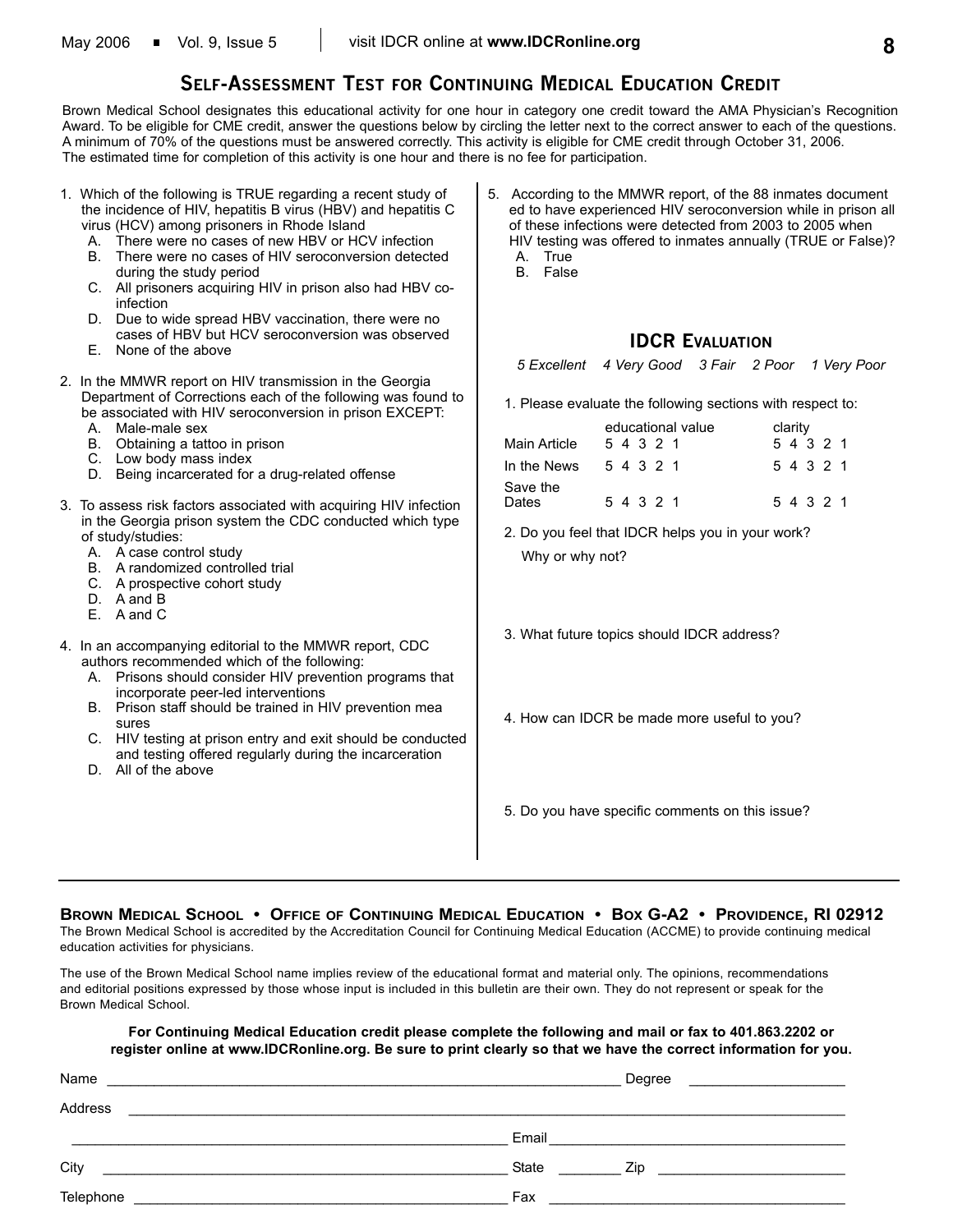## Self-Assessment Test for Continuing Medical Education Credit

Brown Medical School designates this educational activity for one hour in category one credit toward the AMA Physician's Recognition Award. To be eligible for CME credit, answer the questions below by circling the letter next to the correct answer to each of the questions. A minimum of 70% of the questions must be answered correctly. This activity is eligible for CME credit through October 31, 2006. The estimated time for completion of this activity is one hour and there is no fee for participation.

1. Which of the following is TRUE regarding a recent study of the incidence of HIV, hepatitis B virus (HBV) and hepatitis C virus (HCV) among prisoners in Rhode Island
   - A. There were no cases of new HBV or HCV infection
   - B. There were no cases of HIV seroconversion detected during the study period
   - C. All prisoners acquiring HIV in prison also had HBV co-infection
   - D. Due to wide spread HBV vaccination, there were no cases of HBV but HCV seroconversion was observed
   - E. None of the above

2. In the MMWR report on HIV transmission in the Georgia Department of Corrections each of the following was found to be associated with HIV seroconversion in prison EXCEPT:
   - A. Male-male sex
   - B. Obtaining a tattoo in prison
   - C. Low body mass index
   - D. Being incarcerated for a drug-related offense

3. To assess risk factors associated with acquiring HIV infection in the Georgia prison system the CDC conducted which type of study/studies:
   - A. A case control study
   - B. A randomized controlled trial
   - C. A prospective cohort study
   - D. A and B
   - E. A and C

4. In an accompanying editorial to the MMWR report, CDC authors recommended which of the following:
   - A. Prisons should consider HIV prevention programs that incorporate peer-led interventions
   - B. Prison staff should be trained in HIV prevention mea sures
   - C. HIV testing at prison entry and exit should be conducted and testing offered regularly during the incarceration
   - D. All of the above

5. According to the MMWR report, of the 88 inmates document ed to have experienced HIV seroconversion while in prison all of these infections were detected from 2003 to 2005 when HIV testing was offered to inmates annually (TRUE or False)?
   - A. True
   - B. False

### IDCR Evaluation

*5 Excellent 4 Very Good 3 Fair 2 Poor 1 Very Poor*

1. Please evaluate the following sections with respect to:

| | educational value | clarity |
|---|---|---|
| Main Article | 5 4 3 2 1 | 5 4 3 2 1 |
| In the News | 5 4 3 2 1 | 5 4 3 2 1 |
| Save the Dates | 5 4 3 2 1 | 5 4 3 2 1 |

2. Do you feel that IDCR helps you in your work?
   Why or why not?

3. What future topics should IDCR address?

4. How can IDCR be made more useful to you?

5. Do you have specific comments on this issue?

---

**Brown Medical School • Office of Continuing Medical Education • Box G-A2 • Providence, RI 02912**

The Brown Medical School is accredited by the Accreditation Council for Continuing Medical Education (ACCME) to provide continuing medical education activities for physicians.

The use of the Brown Medical School name implies review of the educational format and material only. The opinions, recommendations and editorial positions expressed by those whose input is included in this bulletin are their own. They do not represent or speak for the Brown Medical School.

**For Continuing Medical Education credit please complete the following and mail or fax to 401.863.2202 or register online at www.IDCRonline.org. Be sure to print clearly so that we have the correct information for you.**

Name ______________________________ Degree ____________

Address ________________________________________________

______________________________ Email ______________________

City ______________________________ State ________ Zip ____________

Telephone ______________________________ Fax ______________________